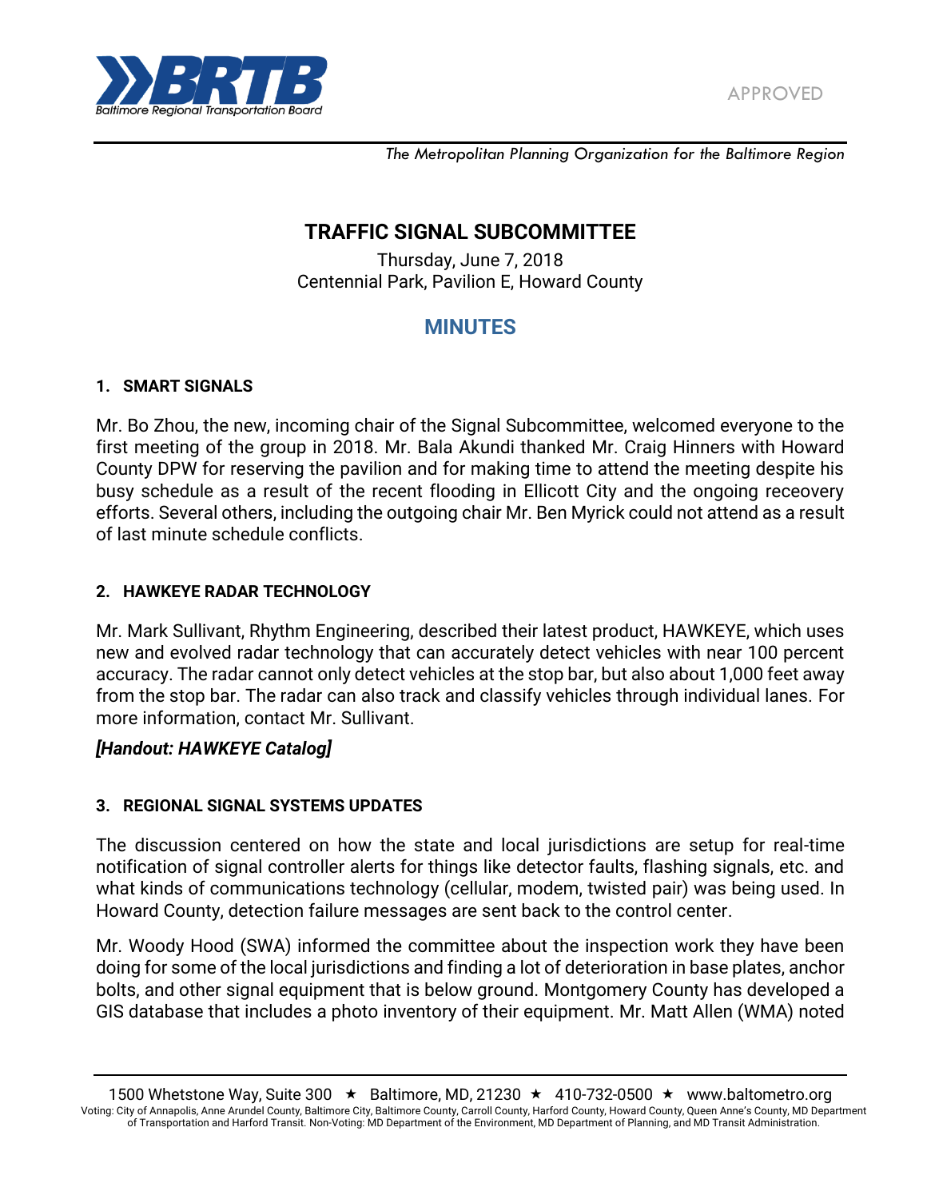APPROVED

*The Metropolitan Planning Organization for the Baltimore Region*

# TRAFFIC SIGNAL SUBCOMMITTEE

Thursday, June 7, 2018
Centennial Park, Pavilion E, Howard County

## MINUTES

### 1. SMART SIGNALS

Mr. Bo Zhou, the new, incoming chair of the Signal Subcommittee, welcomed everyone to the first meeting of the group in 2018. Mr. Bala Akundi thanked Mr. Craig Hinners with Howard County DPW for reserving the pavilion and for making time to attend the meeting despite his busy schedule as a result of the recent flooding in Ellicott City and the ongoing receovery efforts. Several others, including the outgoing chair Mr. Ben Myrick could not attend as a result of last minute schedule conflicts.

### 2. HAWKEYE RADAR TECHNOLOGY

Mr. Mark Sullivant, Rhythm Engineering, described their latest product, HAWKEYE, which uses new and evolved radar technology that can accurately detect vehicles with near 100 percent accuracy. The radar cannot only detect vehicles at the stop bar, but also about 1,000 feet away from the stop bar. The radar can also track and classify vehicles through individual lanes. For more information, contact Mr. Sullivant.

***[Handout: HAWKEYE Catalog]***

### 3. REGIONAL SIGNAL SYSTEMS UPDATES

The discussion centered on how the state and local jurisdictions are setup for real-time notification of signal controller alerts for things like detector faults, flashing signals, etc. and what kinds of communications technology (cellular, modem, twisted pair) was being used. In Howard County, detection failure messages are sent back to the control center.

Mr. Woody Hood (SWA) informed the committee about the inspection work they have been doing for some of the local jurisdictions and finding a lot of deterioration in base plates, anchor bolts, and other signal equipment that is below ground. Montgomery County has developed a GIS database that includes a photo inventory of their equipment. Mr. Matt Allen (WMA) noted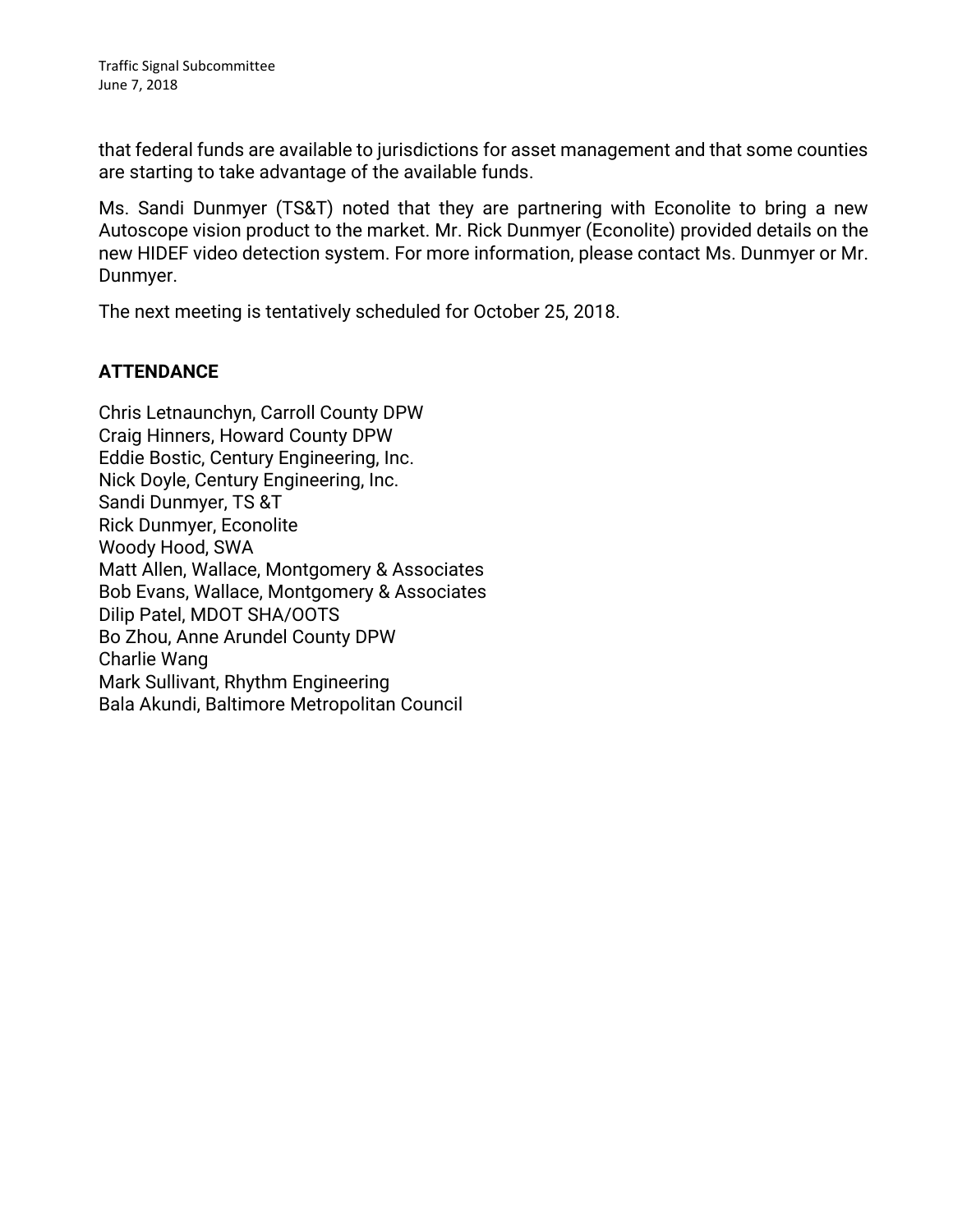that federal funds are available to jurisdictions for asset management and that some counties are starting to take advantage of the available funds.

Ms. Sandi Dunmyer (TS&T) noted that they are partnering with Econolite to bring a new Autoscope vision product to the market. Mr. Rick Dunmyer (Econolite) provided details on the new HIDEF video detection system. For more information, please contact Ms. Dunmyer or Mr. Dunmyer.

The next meeting is tentatively scheduled for October 25, 2018.

**ATTENDANCE**

Chris Letnaunchyn, Carroll County DPW
Craig Hinners, Howard County DPW
Eddie Bostic, Century Engineering, Inc.
Nick Doyle, Century Engineering, Inc.
Sandi Dunmyer, TS &T
Rick Dunmyer, Econolite
Woody Hood, SWA
Matt Allen, Wallace, Montgomery & Associates
Bob Evans, Wallace, Montgomery & Associates
Dilip Patel, MDOT SHA/OOTS
Bo Zhou, Anne Arundel County DPW
Charlie Wang
Mark Sullivant, Rhythm Engineering
Bala Akundi, Baltimore Metropolitan Council